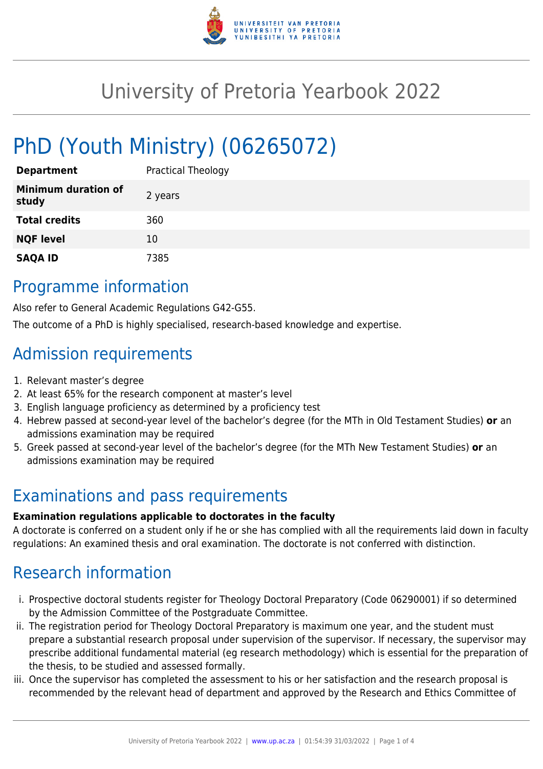# University of Pretoria Yearbook 2022

# PhD (Youth Ministry) (06265072)

| | |
|---|---|
| **Department** | Practical Theology |
| **Minimum duration of study** | 2 years |
| **Total credits** | 360 |
| **NQF level** | 10 |
| **SAQA ID** | 7385 |

## Programme information

Also refer to General Academic Regulations G42-G55.

The outcome of a PhD is highly specialised, research-based knowledge and expertise.

## Admission requirements

1. Relevant master's degree
2. At least 65% for the research component at master's level
3. English language proficiency as determined by a proficiency test
4. Hebrew passed at second-year level of the bachelor's degree (for the MTh in Old Testament Studies) **or** an admissions examination may be required
5. Greek passed at second-year level of the bachelor's degree (for the MTh New Testament Studies) **or** an admissions examination may be required

## Examinations and pass requirements

**Examination regulations applicable to doctorates in the faculty**

A doctorate is conferred on a student only if he or she has complied with all the requirements laid down in faculty regulations: An examined thesis and oral examination. The doctorate is not conferred with distinction.

## Research information

i. Prospective doctoral students register for Theology Doctoral Preparatory (Code 06290001) if so determined by the Admission Committee of the Postgraduate Committee.
ii. The registration period for Theology Doctoral Preparatory is maximum one year, and the student must prepare a substantial research proposal under supervision of the supervisor. If necessary, the supervisor may prescribe additional fundamental material (eg research methodology) which is essential for the preparation of the thesis, to be studied and assessed formally.
iii. Once the supervisor has completed the assessment to his or her satisfaction and the research proposal is recommended by the relevant head of department and approved by the Research and Ethics Committee of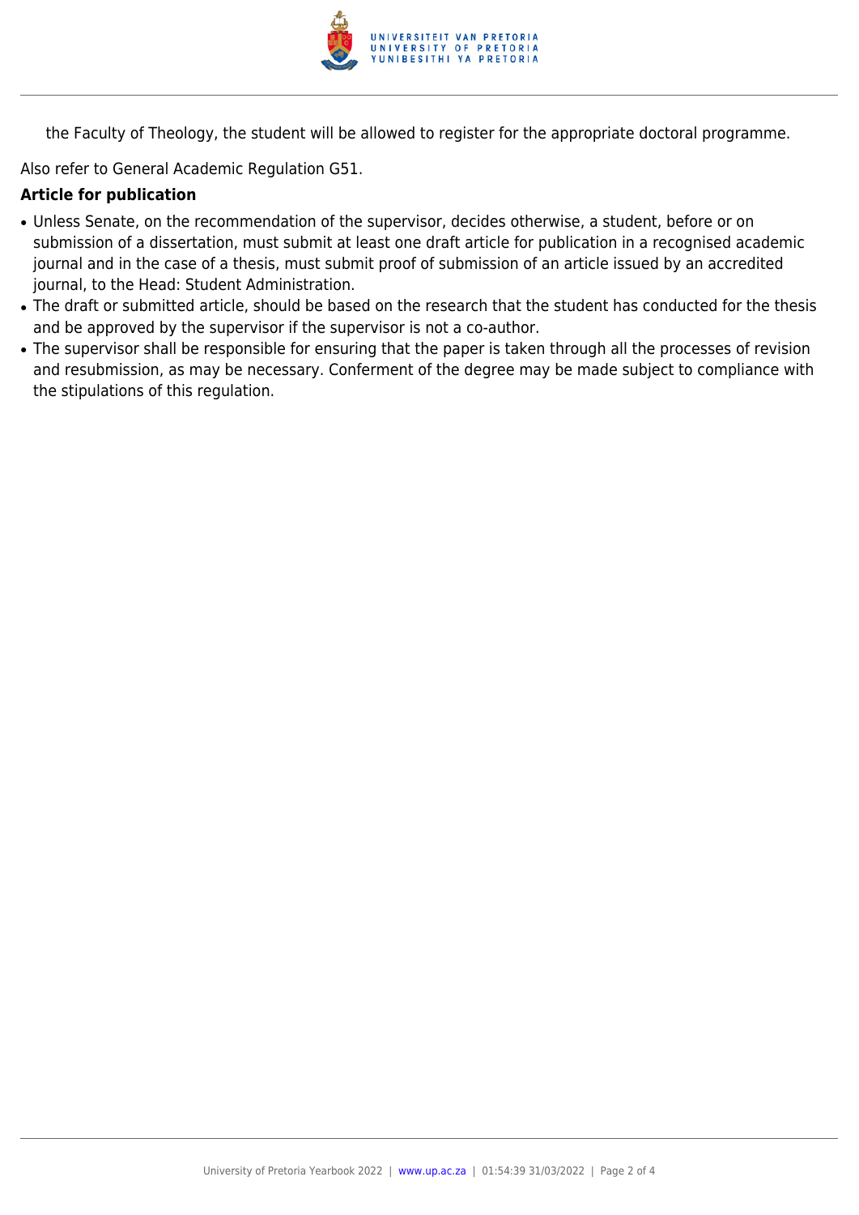the Faculty of Theology, the student will be allowed to register for the appropriate doctoral programme.

Also refer to General Academic Regulation G51.

**Article for publication**

- Unless Senate, on the recommendation of the supervisor, decides otherwise, a student, before or on submission of a dissertation, must submit at least one draft article for publication in a recognised academic journal and in the case of a thesis, must submit proof of submission of an article issued by an accredited journal, to the Head: Student Administration.
- The draft or submitted article, should be based on the research that the student has conducted for the thesis and be approved by the supervisor if the supervisor is not a co-author.
- The supervisor shall be responsible for ensuring that the paper is taken through all the processes of revision and resubmission, as may be necessary. Conferment of the degree may be made subject to compliance with the stipulations of this regulation.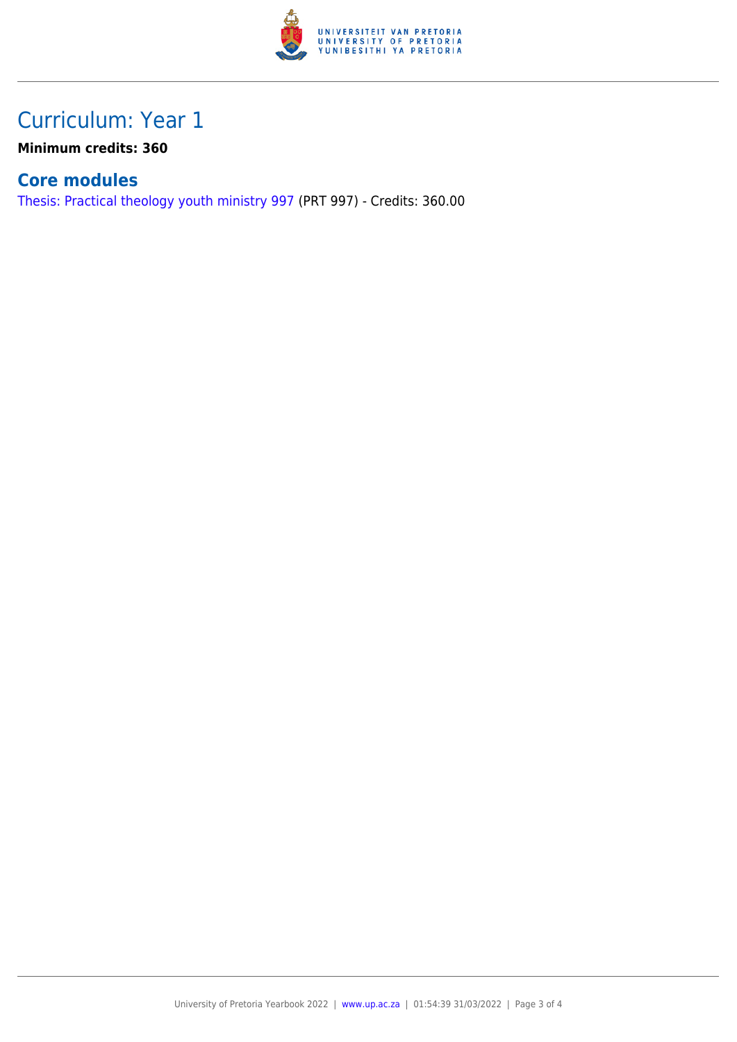# Curriculum: Year 1

**Minimum credits: 360**

## Core modules

Thesis: Practical theology youth ministry 997 (PRT 997) - Credits: 360.00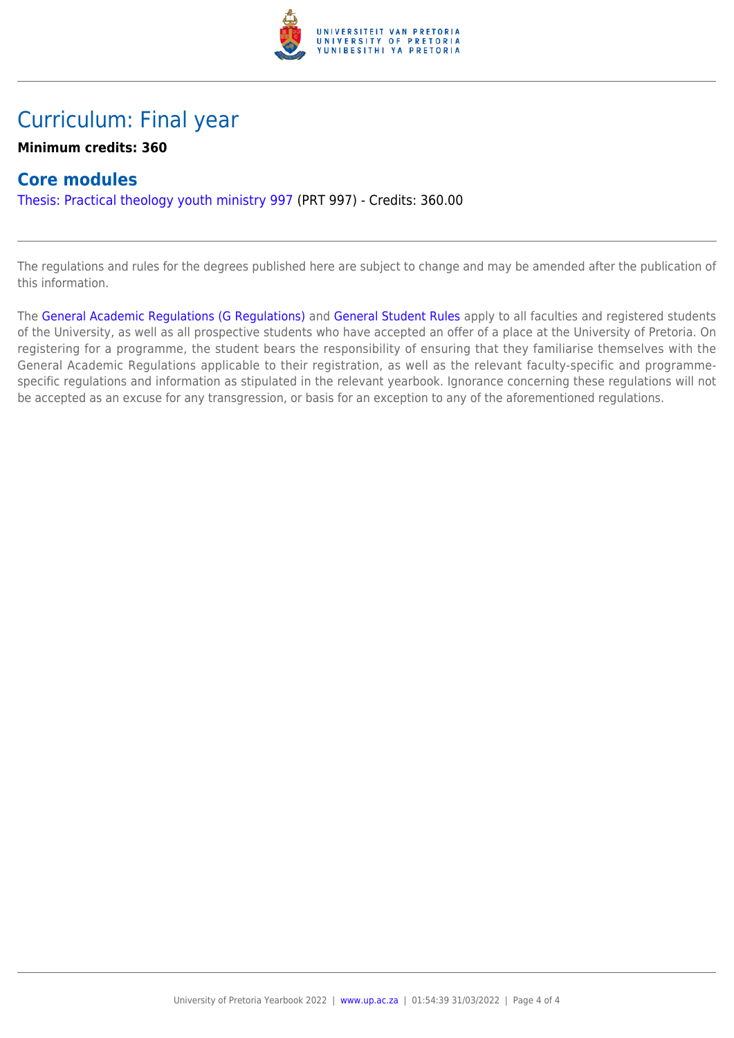# Curriculum: Final year

**Minimum credits: 360**

## Core modules

Thesis: Practical theology youth ministry 997 (PRT 997) - Credits: 360.00

The regulations and rules for the degrees published here are subject to change and may be amended after the publication of this information.

The General Academic Regulations (G Regulations) and General Student Rules apply to all faculties and registered students of the University, as well as all prospective students who have accepted an offer of a place at the University of Pretoria. On registering for a programme, the student bears the responsibility of ensuring that they familiarise themselves with the General Academic Regulations applicable to their registration, as well as the relevant faculty-specific and programme-specific regulations and information as stipulated in the relevant yearbook. Ignorance concerning these regulations will not be accepted as an excuse for any transgression, or basis for an exception to any of the aforementioned regulations.